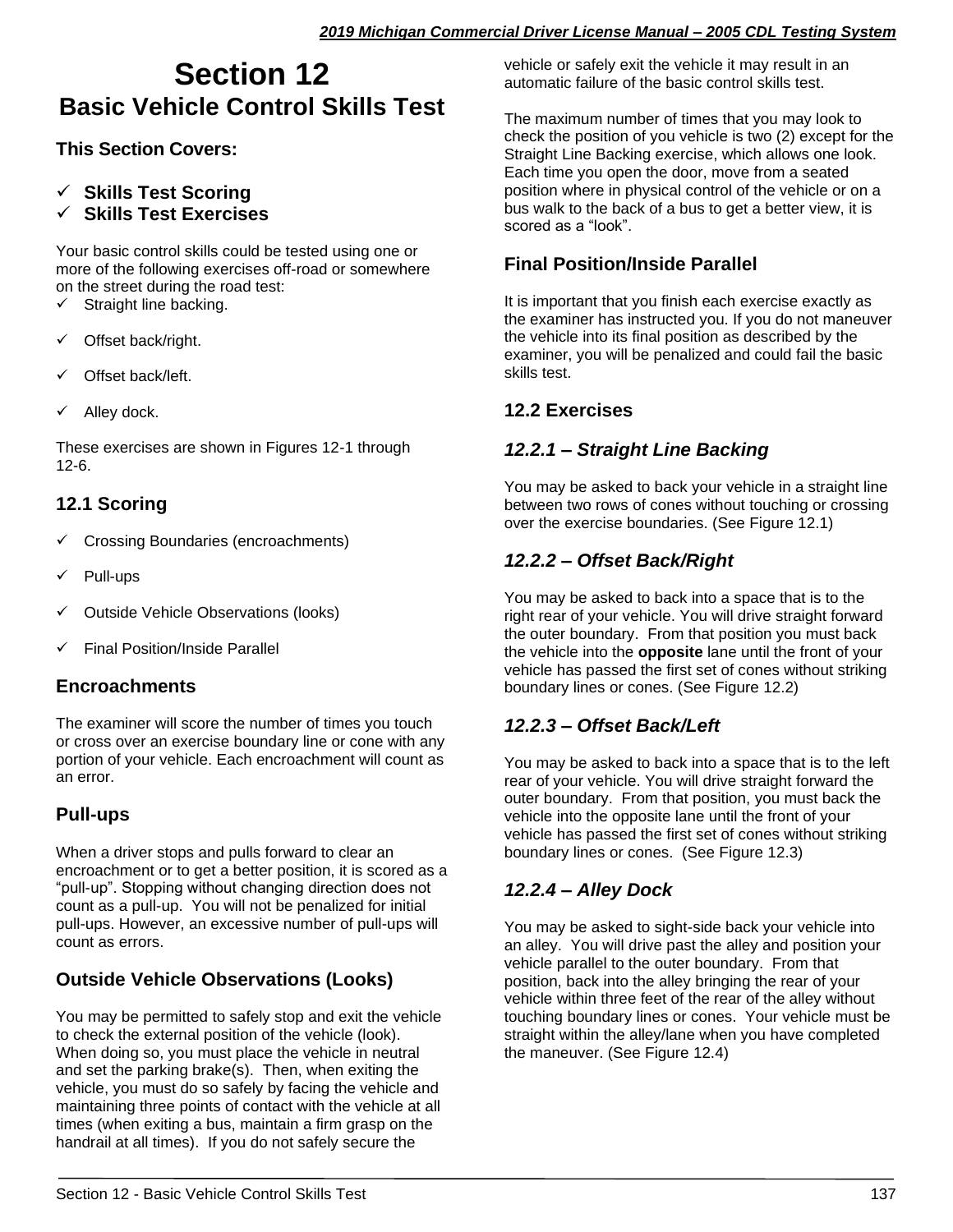# Section 12
## Basic Vehicle Control Skills Test

### This Section Covers:

- ✓ **Skills Test Scoring**
- ✓ **Skills Test Exercises**

Your basic control skills could be tested using one or more of the following exercises off-road or somewhere on the street during the road test:

- ✓ Straight line backing.
- ✓ Offset back/right.
- ✓ Offset back/left.
- ✓ Alley dock.

These exercises are shown in Figures 12-1 through 12-6.

## 12.1 Scoring

- ✓ Crossing Boundaries (encroachments)
- ✓ Pull-ups
- ✓ Outside Vehicle Observations (looks)
- ✓ Final Position/Inside Parallel

### Encroachments

The examiner will score the number of times you touch or cross over an exercise boundary line or cone with any portion of your vehicle. Each encroachment will count as an error.

### Pull-ups

When a driver stops and pulls forward to clear an encroachment or to get a better position, it is scored as a "pull-up". Stopping without changing direction does not count as a pull-up. You will not be penalized for initial pull-ups. However, an excessive number of pull-ups will count as errors.

### Outside Vehicle Observations (Looks)

You may be permitted to safely stop and exit the vehicle to check the external position of the vehicle (look). When doing so, you must place the vehicle in neutral and set the parking brake(s). Then, when exiting the vehicle, you must do so safely by facing the vehicle and maintaining three points of contact with the vehicle at all times (when exiting a bus, maintain a firm grasp on the handrail at all times). If you do not safely secure the vehicle or safely exit the vehicle it may result in an automatic failure of the basic control skills test.

The maximum number of times that you may look to check the position of you vehicle is two (2) except for the Straight Line Backing exercise, which allows one look. Each time you open the door, move from a seated position where in physical control of the vehicle or on a bus walk to the back of a bus to get a better view, it is scored as a "look".

### Final Position/Inside Parallel

It is important that you finish each exercise exactly as the examiner has instructed you. If you do not maneuver the vehicle into its final position as described by the examiner, you will be penalized and could fail the basic skills test.

## 12.2 Exercises

### *12.2.1 – Straight Line Backing*

You may be asked to back your vehicle in a straight line between two rows of cones without touching or crossing over the exercise boundaries. (See Figure 12.1)

### *12.2.2 – Offset Back/Right*

You may be asked to back into a space that is to the right rear of your vehicle. You will drive straight forward the outer boundary. From that position you must back the vehicle into the **opposite** lane until the front of your vehicle has passed the first set of cones without striking boundary lines or cones. (See Figure 12.2)

### *12.2.3 – Offset Back/Left*

You may be asked to back into a space that is to the left rear of your vehicle. You will drive straight forward the outer boundary. From that position, you must back the vehicle into the opposite lane until the front of your vehicle has passed the first set of cones without striking boundary lines or cones. (See Figure 12.3)

### *12.2.4 – Alley Dock*

You may be asked to sight-side back your vehicle into an alley. You will drive past the alley and position your vehicle parallel to the outer boundary. From that position, back into the alley bringing the rear of your vehicle within three feet of the rear of the alley without touching boundary lines or cones. Your vehicle must be straight within the alley/lane when you have completed the maneuver. (See Figure 12.4)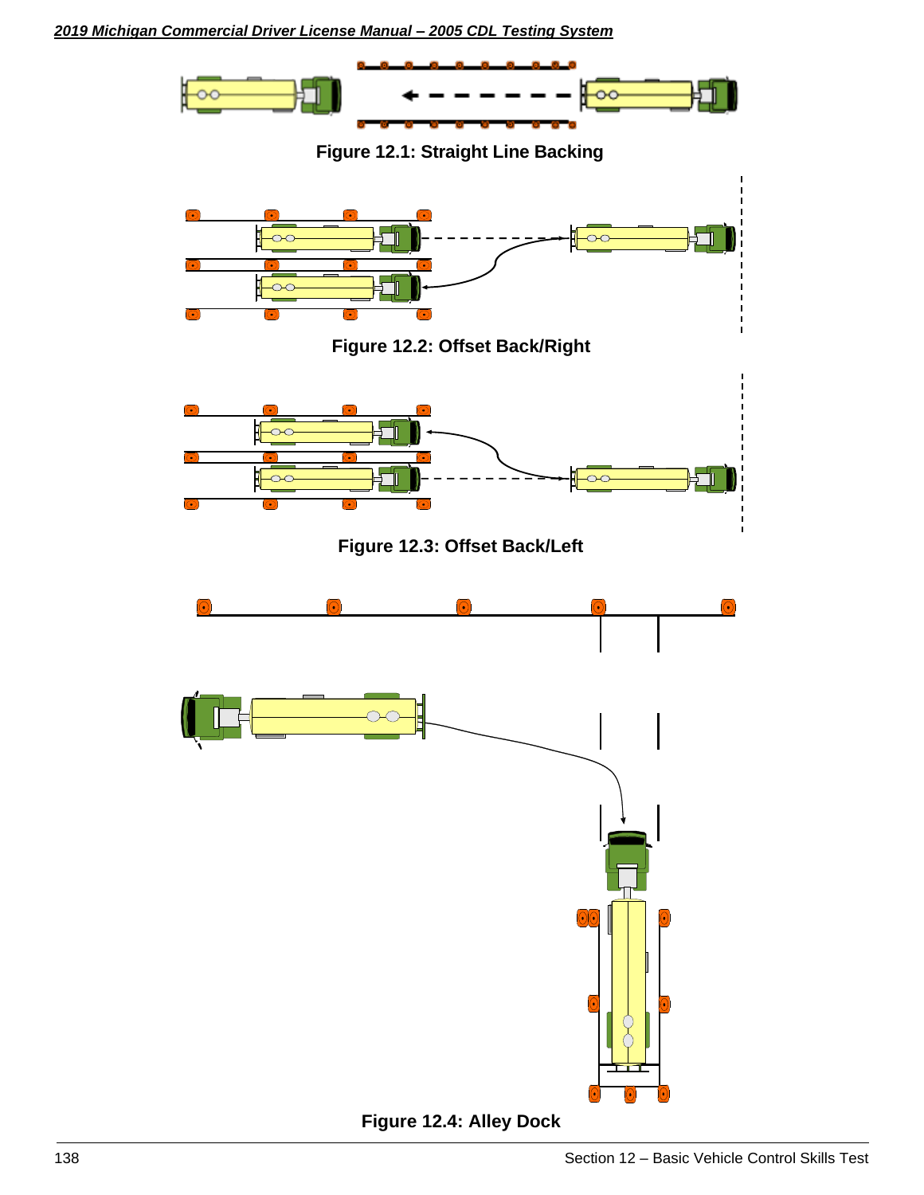Figure 12.1: Straight Line Backing

Figure 12.2: Offset Back/Right

Figure 12.3: Offset Back/Left

Figure 12.4: Alley Dock